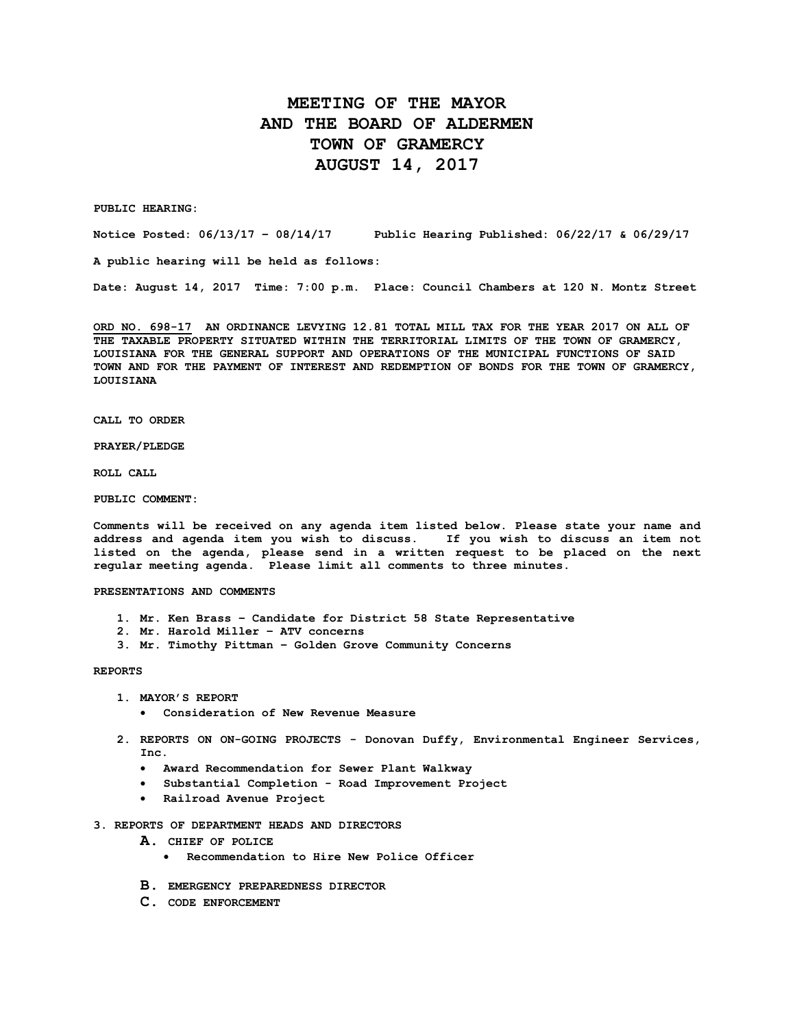# MEETING OF THE MAYOR
# AND THE BOARD OF ALDERMEN
# TOWN OF GRAMERCY
# AUGUST 14, 2017

**PUBLIC HEARING:**

**Notice Posted: 06/13/17 – 08/14/17 Public Hearing Published: 06/22/17 & 06/29/17**

**A public hearing will be held as follows:**

**Date: August 14, 2017 Time: 7:00 p.m. Place: Council Chambers at 120 N. Montz Street**

**ORD NO. 698-17 AN ORDINANCE LEVYING 12.81 TOTAL MILL TAX FOR THE YEAR 2017 ON ALL OF THE TAXABLE PROPERTY SITUATED WITHIN THE TERRITORIAL LIMITS OF THE TOWN OF GRAMERCY, LOUISIANA FOR THE GENERAL SUPPORT AND OPERATIONS OF THE MUNICIPAL FUNCTIONS OF SAID TOWN AND FOR THE PAYMENT OF INTEREST AND REDEMPTION OF BONDS FOR THE TOWN OF GRAMERCY, LOUISIANA**

**CALL TO ORDER**

**PRAYER/PLEDGE**

**ROLL CALL**

**PUBLIC COMMENT:**

**Comments will be received on any agenda item listed below. Please state your name and address and agenda item you wish to discuss. If you wish to discuss an item not listed on the agenda, please send in a written request to be placed on the next regular meeting agenda. Please limit all comments to three minutes.**

**PRESENTATIONS AND COMMENTS**

1. **Mr. Ken Brass – Candidate for District 58 State Representative**
2. **Mr. Harold Miller – ATV concerns**
3. **Mr. Timothy Pittman – Golden Grove Community Concerns**

**REPORTS**

1. **MAYOR'S REPORT**
   - **Consideration of New Revenue Measure**
2. **REPORTS ON ON-GOING PROJECTS - Donovan Duffy, Environmental Engineer Services, Inc.**
   - **Award Recommendation for Sewer Plant Walkway**
   - **Substantial Completion - Road Improvement Project**
   - **Railroad Avenue Project**
3. **REPORTS OF DEPARTMENT HEADS AND DIRECTORS**
   - **A. CHIEF OF POLICE**
     - **Recommendation to Hire New Police Officer**
   - **B. EMERGENCY PREPAREDNESS DIRECTOR**
   - **C. CODE ENFORCEMENT**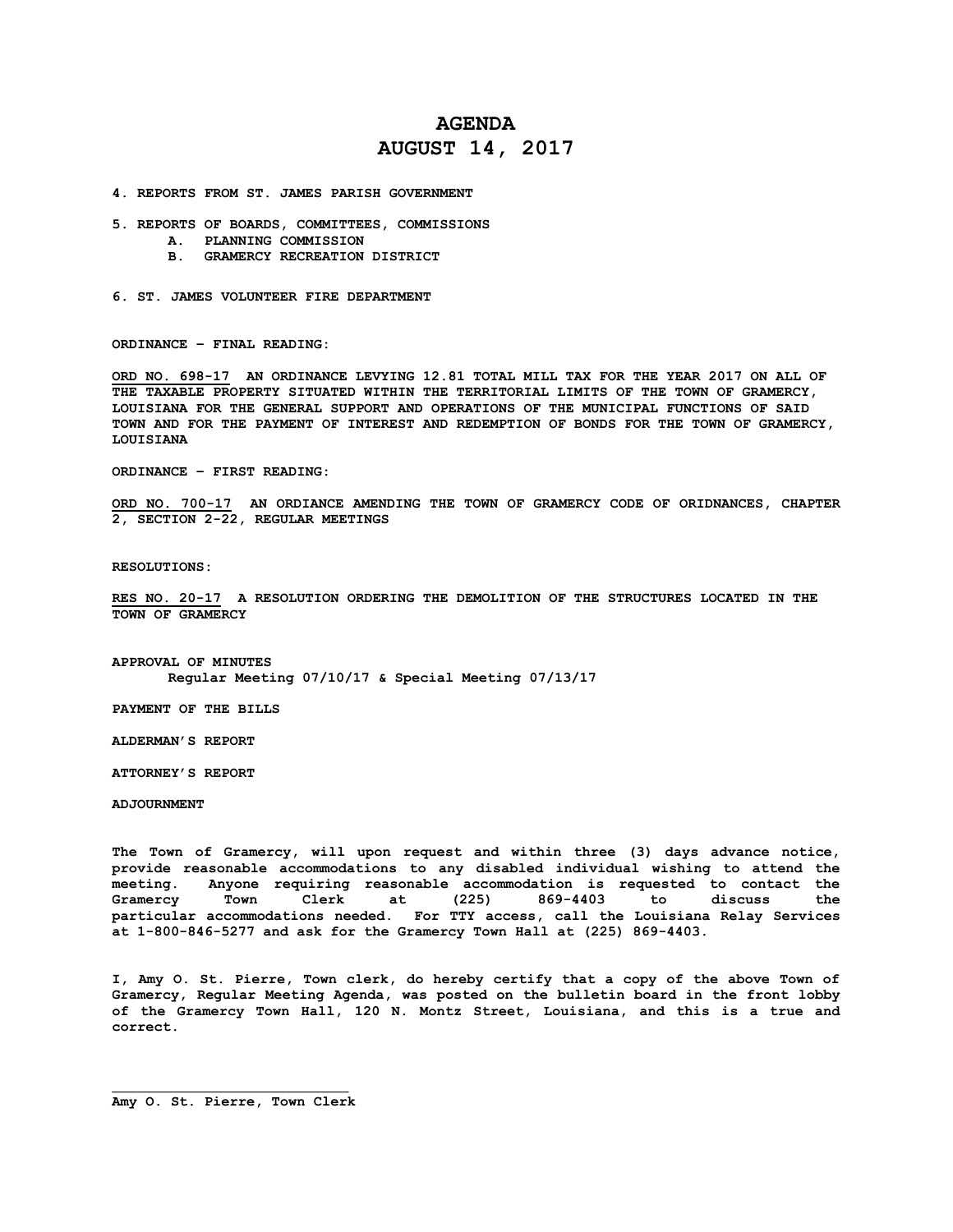# AGENDA
# AUGUST 14, 2017

**4. REPORTS FROM ST. JAMES PARISH GOVERNMENT**

**5. REPORTS OF BOARDS, COMMITTEES, COMMISSIONS**
   - **A. PLANNING COMMISSION**
   - **B. GRAMERCY RECREATION DISTRICT**

**6. ST. JAMES VOLUNTEER FIRE DEPARTMENT**

**ORDINANCE – FINAL READING:**

**ORD NO. 698-17** **AN ORDINANCE LEVYING 12.81 TOTAL MILL TAX FOR THE YEAR 2017 ON ALL OF THE TAXABLE PROPERTY SITUATED WITHIN THE TERRITORIAL LIMITS OF THE TOWN OF GRAMERCY, LOUISIANA FOR THE GENERAL SUPPORT AND OPERATIONS OF THE MUNICIPAL FUNCTIONS OF SAID TOWN AND FOR THE PAYMENT OF INTEREST AND REDEMPTION OF BONDS FOR THE TOWN OF GRAMERCY, LOUISIANA**

**ORDINANCE – FIRST READING:**

**ORD NO. 700-17** **AN ORDIANCE AMENDING THE TOWN OF GRAMERCY CODE OF ORIDNANCES, CHAPTER 2, SECTION 2-22, REGULAR MEETINGS**

**RESOLUTIONS:**

**RES NO. 20-17** **A RESOLUTION ORDERING THE DEMOLITION OF THE STRUCTURES LOCATED IN THE TOWN OF GRAMERCY**

**APPROVAL OF MINUTES**
   **Regular Meeting 07/10/17 & Special Meeting 07/13/17**

**PAYMENT OF THE BILLS**

**ALDERMAN'S REPORT**

**ATTORNEY'S REPORT**

**ADJOURNMENT**

**The Town of Gramercy, will upon request and within three (3) days advance notice, provide reasonable accommodations to any disabled individual wishing to attend the meeting. Anyone requiring reasonable accommodation is requested to contact the Gramercy Town Clerk at (225) 869-4403 to discuss the particular accommodations needed. For TTY access, call the Louisiana Relay Services at 1-800-846-5277 and ask for the Gramercy Town Hall at (225) 869-4403.**

**I, Amy O. St. Pierre, Town clerk, do hereby certify that a copy of the above Town of Gramercy, Regular Meeting Agenda, was posted on the bulletin board in the front lobby of the Gramercy Town Hall, 120 N. Montz Street, Louisiana, and this is a true and correct.**

\_\_\_\_\_\_\_\_\_\_\_\_\_\_\_\_\_\_\_\_\_\_\_\_\_\_\_\_\_\_
**Amy O. St. Pierre, Town Clerk**